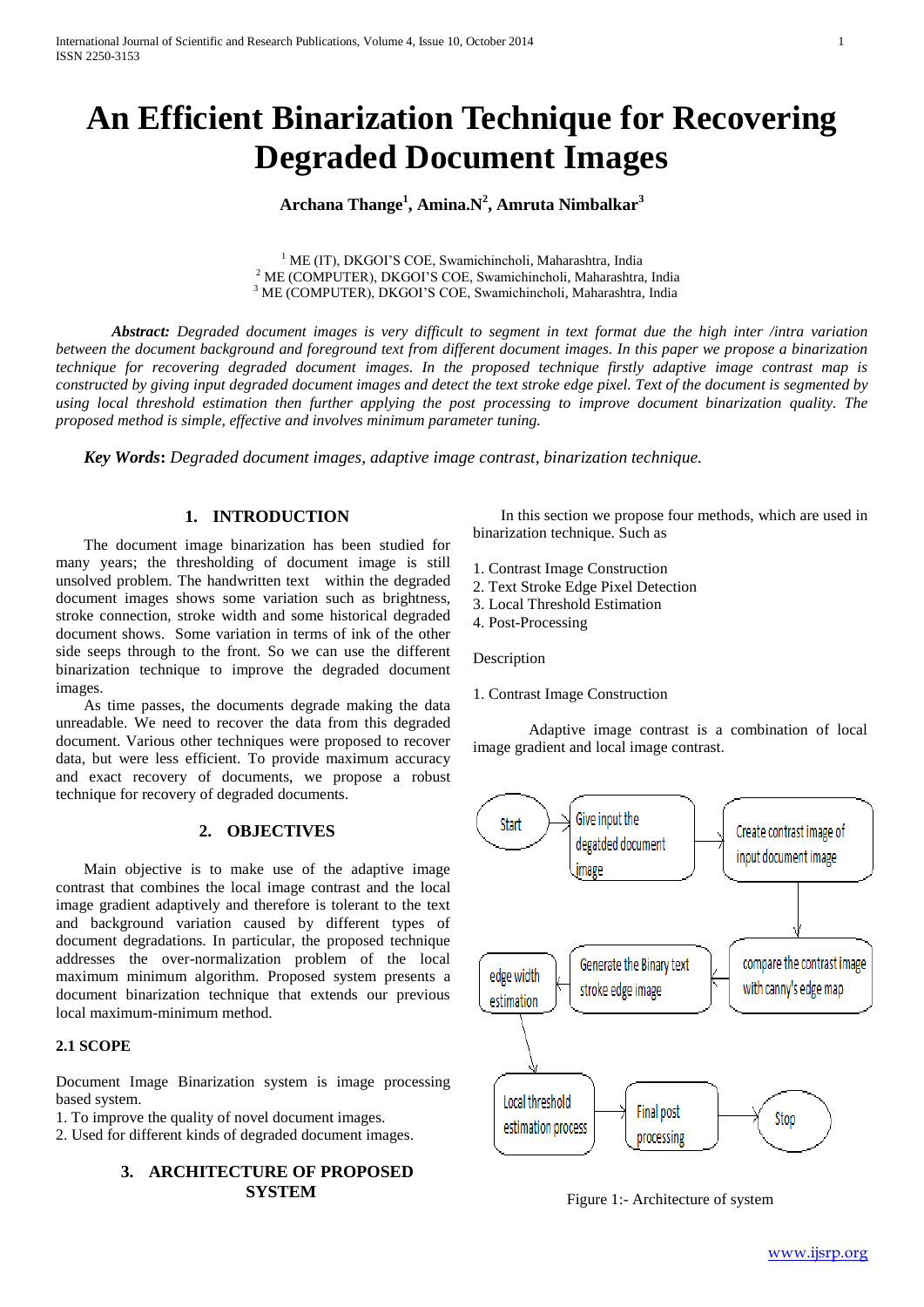# An Efficient Binarization Technique for Recovering Degraded Document Images

**Archana Thange[1], Amina.N[2], Amruta Nimbalkar[3]**

[1] ME (IT), DKGOI'S COE, Swamichincholi, Maharashtra, India
[2] ME (COMPUTER), DKGOI'S COE, Swamichincholi, Maharashtra, India
[3] ME (COMPUTER), DKGOI'S COE, Swamichincholi, Maharashtra, India

***Abstract:*** *Degraded document images is very difficult to segment in text format due the high inter /intra variation between the document background and foreground text from different document images. In this paper we propose a binarization technique for recovering degraded document images. In the proposed technique firstly adaptive image contrast map is constructed by giving input degraded document images and detect the text stroke edge pixel. Text of the document is segmented by using local threshold estimation then further applying the post processing to improve document binarization quality. The proposed method is simple, effective and involves minimum parameter tuning.*

***Key Words*****:** *Degraded document images, adaptive image contrast, binarization technique.*

## 1. INTRODUCTION

The document image binarization has been studied for many years; the thresholding of document image is still unsolved problem. The handwritten text within the degraded document images shows some variation such as brightness, stroke connection, stroke width and some historical degraded document shows. Some variation in terms of ink of the other side seeps through to the front. So we can use the different binarization technique to improve the degraded document images.

As time passes, the documents degrade making the data unreadable. We need to recover the data from this degraded document. Various other techniques were proposed to recover data, but were less efficient. To provide maximum accuracy and exact recovery of documents, we propose a robust technique for recovery of degraded documents.

## 2. OBJECTIVES

Main objective is to make use of the adaptive image contrast that combines the local image contrast and the local image gradient adaptively and therefore is tolerant to the text and background variation caused by different types of document degradations. In particular, the proposed technique addresses the over-normalization problem of the local maximum minimum algorithm. Proposed system presents a document binarization technique that extends our previous local maximum-minimum method.

### 2.1 SCOPE

Document Image Binarization system is image processing based system.

1. To improve the quality of novel document images.
2. Used for different kinds of degraded document images.

## 3. ARCHITECTURE OF PROPOSED SYSTEM

In this section we propose four methods, which are used in binarization technique. Such as

1. Contrast Image Construction
2. Text Stroke Edge Pixel Detection
3. Local Threshold Estimation
4. Post-Processing

Description

1. Contrast Image Construction

Adaptive image contrast is a combination of local image gradient and local image contrast.

Start → Give input the degatded document image → Create contrast image of input document image → compare the contrast image with canny's edge map → Generate the Binary text stroke edge image → edge width estimation → Local threshold estimation process → Final post processing → Stop

Figure 1:- Architecture of system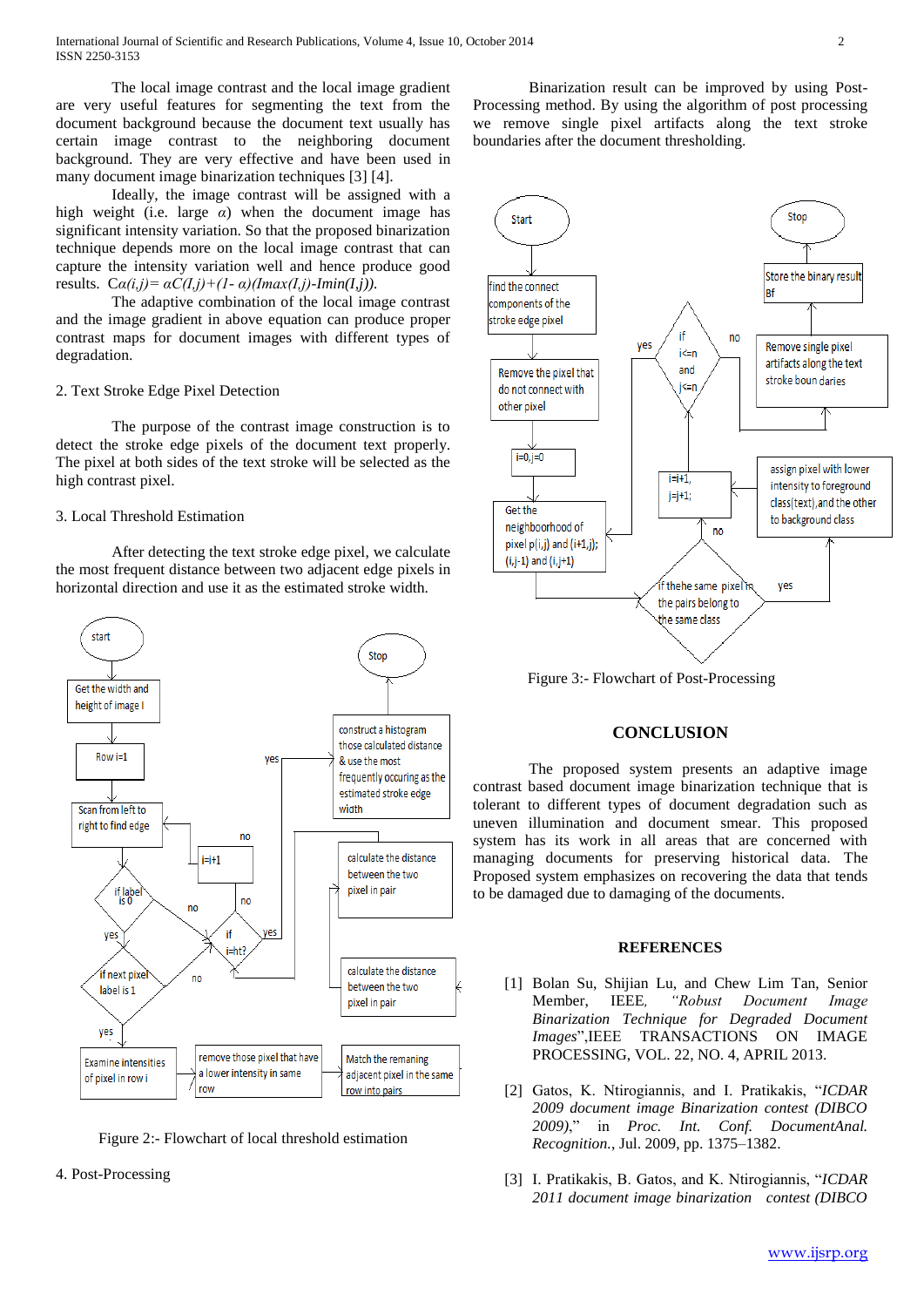The local image contrast and the local image gradient are very useful features for segmenting the text from the document background because the document text usually has certain image contrast to the neighboring document background. They are very effective and have been used in many document image binarization techniques [3] [4].

Ideally, the image contrast will be assigned with a high weight (i.e. large $\alpha$) when the document image has significant intensity variation. So that the proposed binarization technique depends more on the local image contrast that can capture the intensity variation well and hence produce good results. $C\alpha(i,j)= \alpha C(I,j)+(1-\alpha)(Imax(I,j)-Imin(I,j))$.

The adaptive combination of the local image contrast and the image gradient in above equation can produce proper contrast maps for document images with different types of degradation.

## 2. Text Stroke Edge Pixel Detection

The purpose of the contrast image construction is to detect the stroke edge pixels of the document text properly. The pixel at both sides of the text stroke will be selected as the high contrast pixel.

## 3. Local Threshold Estimation

After detecting the text stroke edge pixel, we calculate the most frequent distance between two adjacent edge pixels in horizontal direction and use it as the estimated stroke width.

Figure 2:- Flowchart of local threshold estimation

## 4. Post-Processing

Binarization result can be improved by using Post-Processing method. By using the algorithm of post processing we remove single pixel artifacts along the text stroke boundaries after the document thresholding.

Figure 3:- Flowchart of Post-Processing

## CONCLUSION

The proposed system presents an adaptive image contrast based document image binarization technique that is tolerant to different types of document degradation such as uneven illumination and document smear. This proposed system has its work in all areas that are concerned with managing documents for preserving historical data. The Proposed system emphasizes on recovering the data that tends to be damaged due to damaging of the documents.

## REFERENCES

[1] Bolan Su, Shijian Lu, and Chew Lim Tan, Senior Member, IEEE, *"Robust Document Image Binarization Technique for Degraded Document Images*",IEEE TRANSACTIONS ON IMAGE PROCESSING, VOL. 22, NO. 4, APRIL 2013.

[2] Gatos, K. Ntirogiannis, and I. Pratikakis, "*ICDAR 2009 document image Binarization contest (DIBCO 2009)*," in *Proc. Int. Conf. DocumentAnal. Recognition.*, Jul. 2009, pp. 1375–1382.

[3] I. Pratikakis, B. Gatos, and K. Ntirogiannis, "*ICDAR 2011 document image binarization contest (DIBCO*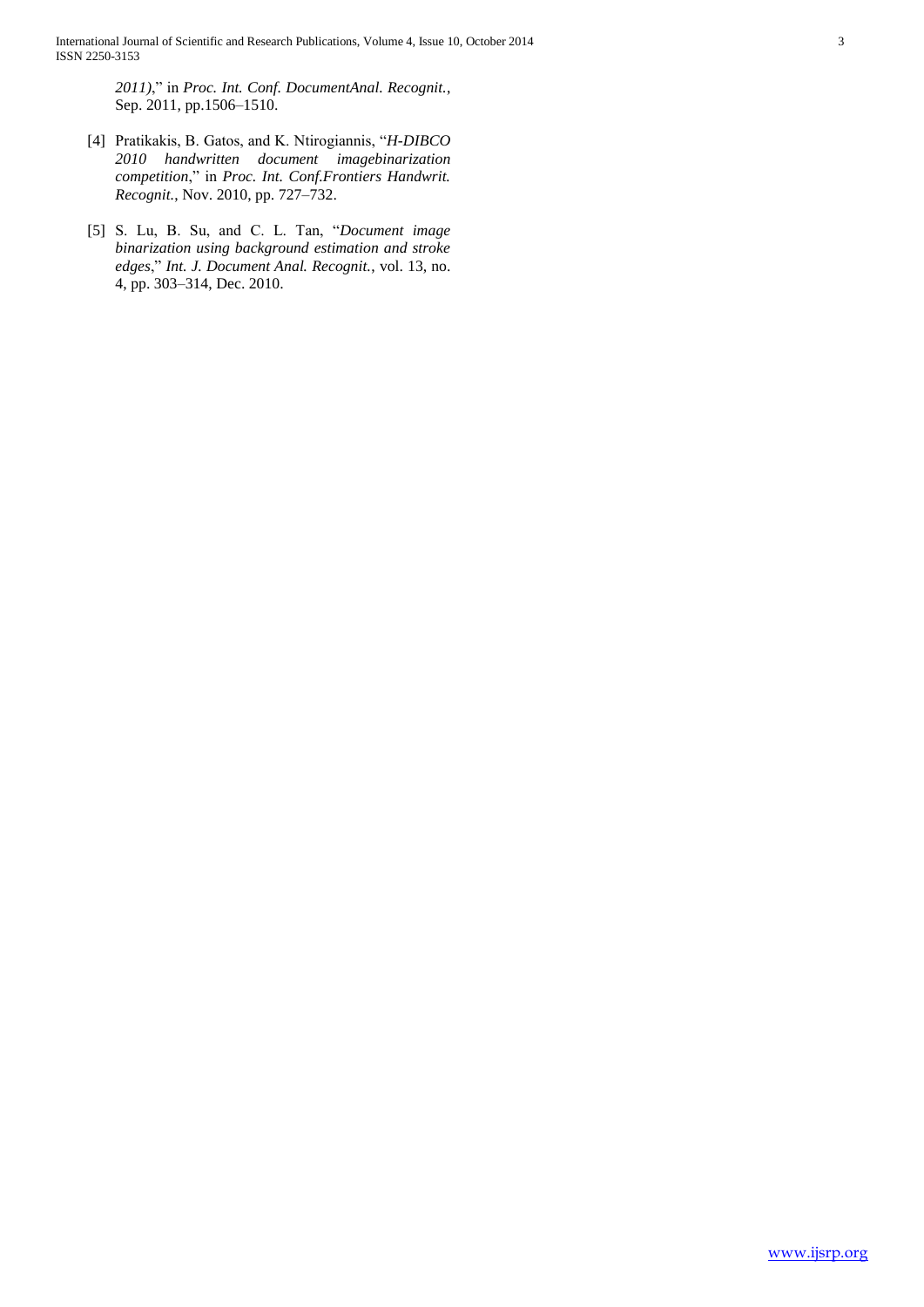*2011)*," in *Proc. Int. Conf. DocumentAnal. Recognit.*, Sep. 2011, pp.1506–1510.

[4] Pratikakis, B. Gatos, and K. Ntirogiannis, "*H-DIBCO 2010 handwritten document imagebinarization competition*," in *Proc. Int. Conf.Frontiers Handwrit. Recognit.*, Nov. 2010, pp. 727–732.

[5] S. Lu, B. Su, and C. L. Tan, "*Document image binarization using background estimation and stroke edges*," *Int. J. Document Anal. Recognit.*, vol. 13, no. 4, pp. 303–314, Dec. 2010.